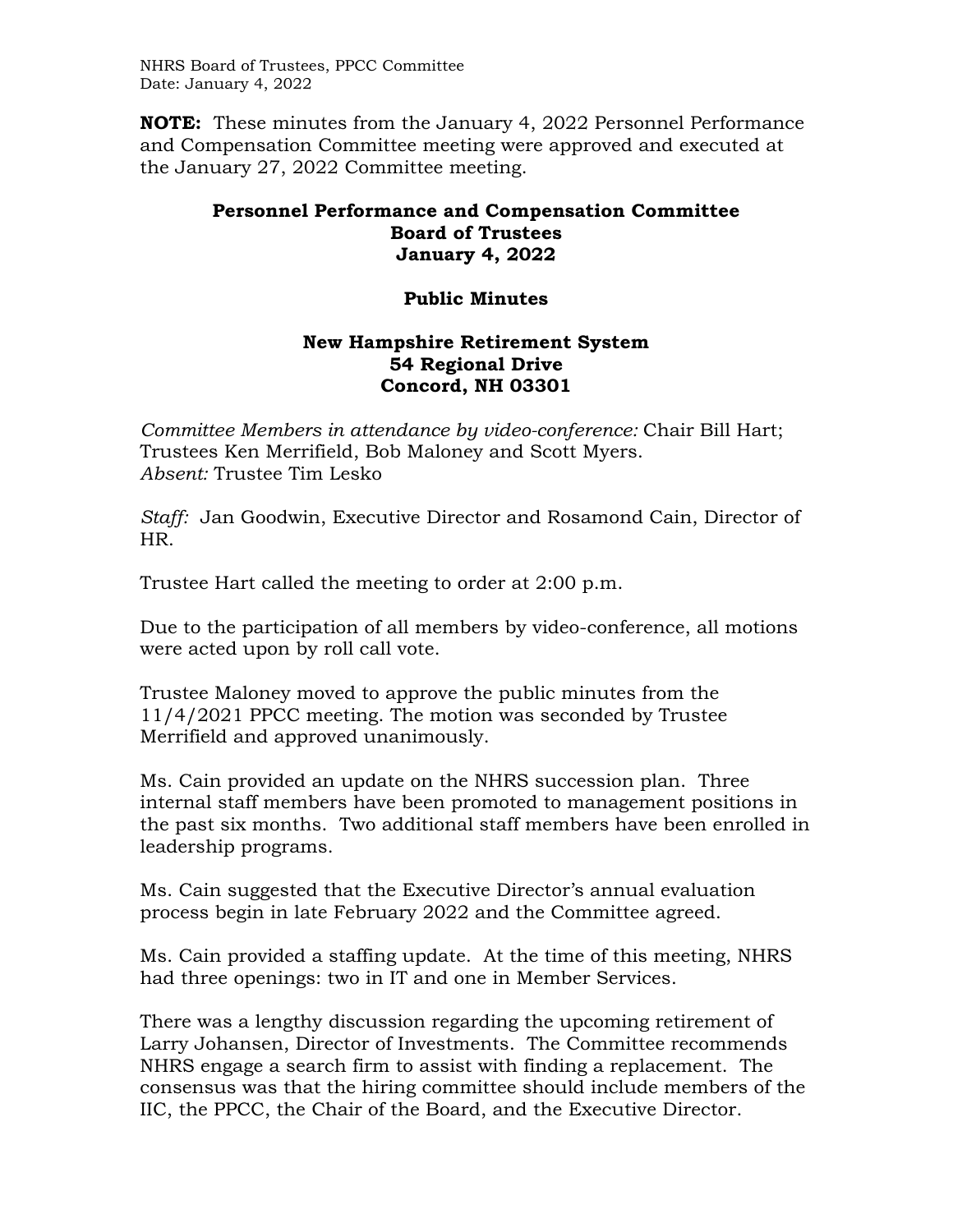**NOTE:** These minutes from the January 4, 2022 Personnel Performance and Compensation Committee meeting were approved and executed at the January 27, 2022 Committee meeting.

# Personnel Performance and Compensation Committee
# Board of Trustees
# January 4, 2022

## Public Minutes

### New Hampshire Retirement System
### 54 Regional Drive
### Concord, NH 03301

*Committee Members in attendance by video-conference:* Chair Bill Hart; Trustees Ken Merrifield, Bob Maloney and Scott Myers.
*Absent:* Trustee Tim Lesko

*Staff:* Jan Goodwin, Executive Director and Rosamond Cain, Director of HR.

Trustee Hart called the meeting to order at 2:00 p.m.

Due to the participation of all members by video-conference, all motions were acted upon by roll call vote.

Trustee Maloney moved to approve the public minutes from the 11/4/2021 PPCC meeting. The motion was seconded by Trustee Merrifield and approved unanimously.

Ms. Cain provided an update on the NHRS succession plan. Three internal staff members have been promoted to management positions in the past six months. Two additional staff members have been enrolled in leadership programs.

Ms. Cain suggested that the Executive Director's annual evaluation process begin in late February 2022 and the Committee agreed.

Ms. Cain provided a staffing update. At the time of this meeting, NHRS had three openings: two in IT and one in Member Services.

There was a lengthy discussion regarding the upcoming retirement of Larry Johansen, Director of Investments. The Committee recommends NHRS engage a search firm to assist with finding a replacement. The consensus was that the hiring committee should include members of the IIC, the PPCC, the Chair of the Board, and the Executive Director.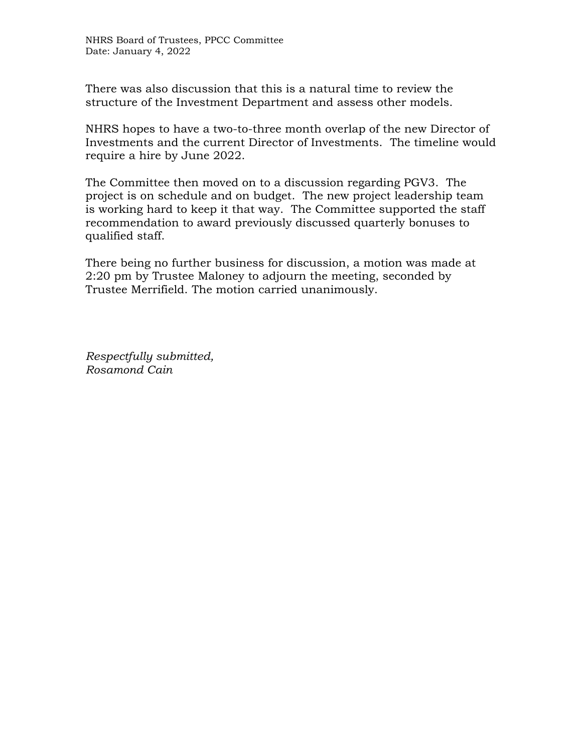There was also discussion that this is a natural time to review the structure of the Investment Department and assess other models.

NHRS hopes to have a two-to-three month overlap of the new Director of Investments and the current Director of Investments. The timeline would require a hire by June 2022.

The Committee then moved on to a discussion regarding PGV3. The project is on schedule and on budget. The new project leadership team is working hard to keep it that way. The Committee supported the staff recommendation to award previously discussed quarterly bonuses to qualified staff.

There being no further business for discussion, a motion was made at 2:20 pm by Trustee Maloney to adjourn the meeting, seconded by Trustee Merrifield. The motion carried unanimously.

*Respectfully submitted,*
*Rosamond Cain*